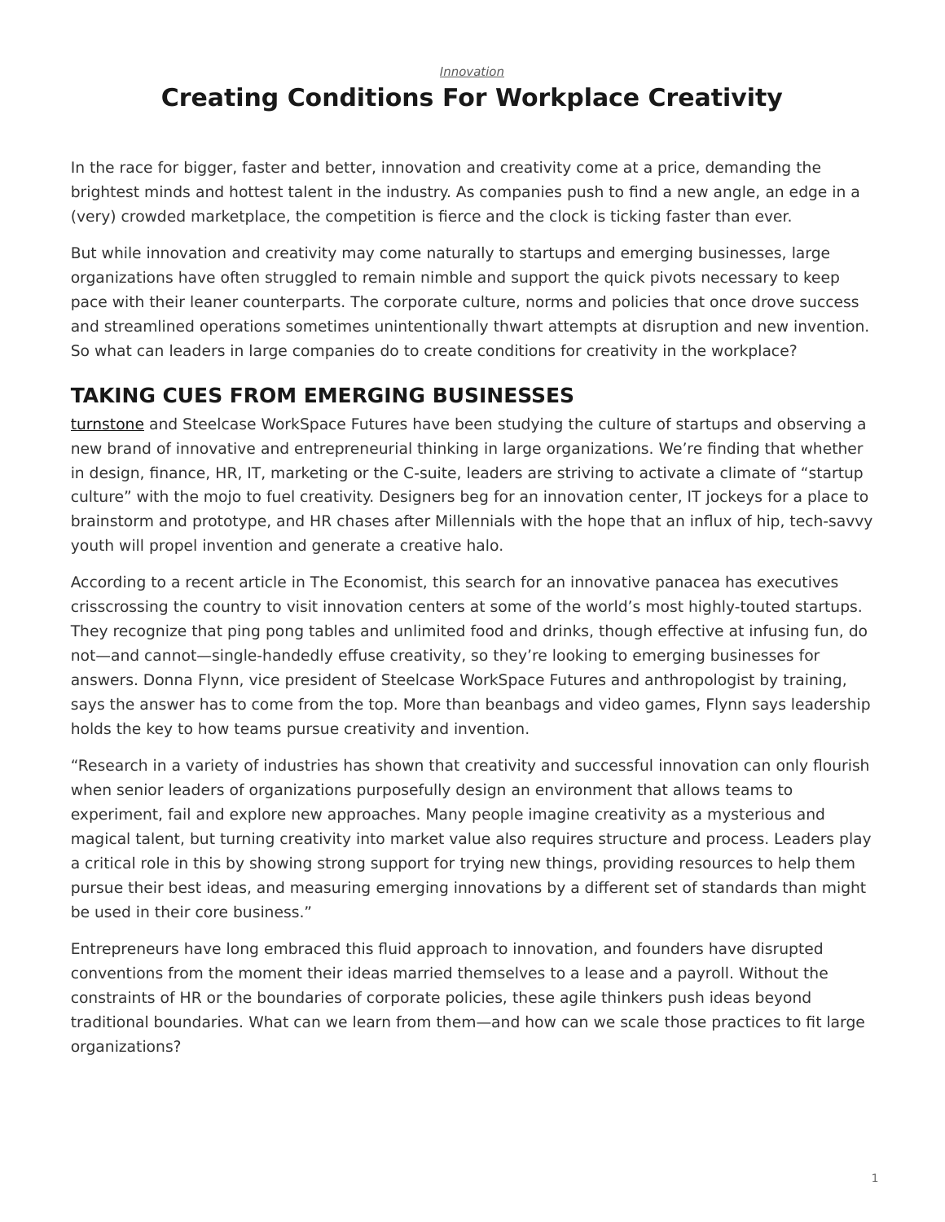*Innovation*

# Creating Conditions For Workplace Creativity

In the race for bigger, faster and better, innovation and creativity come at a price, demanding the brightest minds and hottest talent in the industry. As companies push to find a new angle, an edge in a (very) crowded marketplace, the competition is fierce and the clock is ticking faster than ever.

But while innovation and creativity may come naturally to startups and emerging businesses, large organizations have often struggled to remain nimble and support the quick pivots necessary to keep pace with their leaner counterparts. The corporate culture, norms and policies that once drove success and streamlined operations sometimes unintentionally thwart attempts at disruption and new invention. So what can leaders in large companies do to create conditions for creativity in the workplace?

## TAKING CUES FROM EMERGING BUSINESSES

turnstone and Steelcase WorkSpace Futures have been studying the culture of startups and observing a new brand of innovative and entrepreneurial thinking in large organizations. We're finding that whether in design, finance, HR, IT, marketing or the C-suite, leaders are striving to activate a climate of "startup culture" with the mojo to fuel creativity. Designers beg for an innovation center, IT jockeys for a place to brainstorm and prototype, and HR chases after Millennials with the hope that an influx of hip, tech-savvy youth will propel invention and generate a creative halo.

According to a recent article in The Economist, this search for an innovative panacea has executives crisscrossing the country to visit innovation centers at some of the world's most highly-touted startups. They recognize that ping pong tables and unlimited food and drinks, though effective at infusing fun, do not—and cannot—single-handedly effuse creativity, so they're looking to emerging businesses for answers. Donna Flynn, vice president of Steelcase WorkSpace Futures and anthropologist by training, says the answer has to come from the top. More than beanbags and video games, Flynn says leadership holds the key to how teams pursue creativity and invention.

"Research in a variety of industries has shown that creativity and successful innovation can only flourish when senior leaders of organizations purposefully design an environment that allows teams to experiment, fail and explore new approaches. Many people imagine creativity as a mysterious and magical talent, but turning creativity into market value also requires structure and process. Leaders play a critical role in this by showing strong support for trying new things, providing resources to help them pursue their best ideas, and measuring emerging innovations by a different set of standards than might be used in their core business."

Entrepreneurs have long embraced this fluid approach to innovation, and founders have disrupted conventions from the moment their ideas married themselves to a lease and a payroll. Without the constraints of HR or the boundaries of corporate policies, these agile thinkers push ideas beyond traditional boundaries. What can we learn from them—and how can we scale those practices to fit large organizations?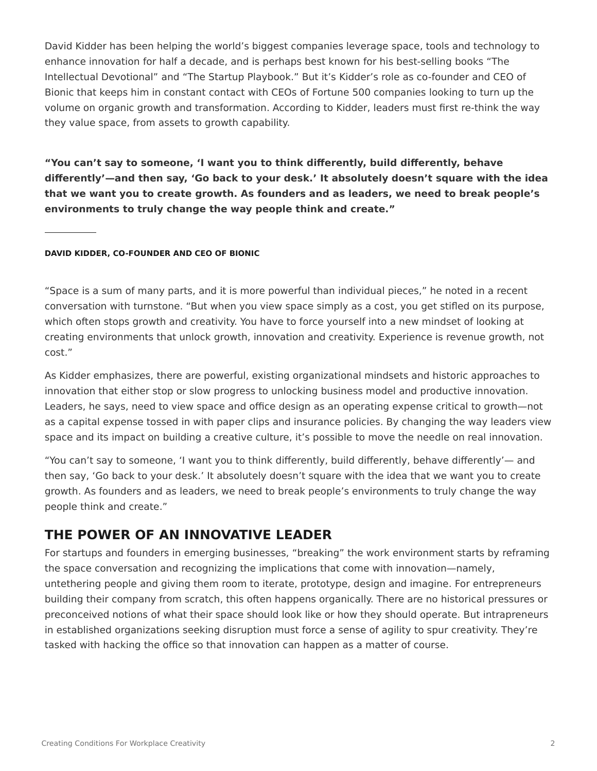David Kidder has been helping the world's biggest companies leverage space, tools and technology to enhance innovation for half a decade, and is perhaps best known for his best-selling books "The Intellectual Devotional" and "The Startup Playbook." But it's Kidder's role as co-founder and CEO of Bionic that keeps him in constant contact with CEOs of Fortune 500 companies looking to turn up the volume on organic growth and transformation. According to Kidder, leaders must first re-think the way they value space, from assets to growth capability.

**"You can't say to someone, 'I want you to think differently, build differently, behave differently'—and then say, 'Go back to your desk.' It absolutely doesn't square with the idea that we want you to create growth. As founders and as leaders, we need to break people's environments to truly change the way people think and create."**

---

**DAVID KIDDER, CO-FOUNDER AND CEO OF BIONIC**

"Space is a sum of many parts, and it is more powerful than individual pieces," he noted in a recent conversation with turnstone. "But when you view space simply as a cost, you get stifled on its purpose, which often stops growth and creativity. You have to force yourself into a new mindset of looking at creating environments that unlock growth, innovation and creativity. Experience is revenue growth, not cost."

As Kidder emphasizes, there are powerful, existing organizational mindsets and historic approaches to innovation that either stop or slow progress to unlocking business model and productive innovation. Leaders, he says, need to view space and office design as an operating expense critical to growth—not as a capital expense tossed in with paper clips and insurance policies. By changing the way leaders view space and its impact on building a creative culture, it's possible to move the needle on real innovation.

"You can't say to someone, 'I want you to think differently, build differently, behave differently'— and then say, 'Go back to your desk.' It absolutely doesn't square with the idea that we want you to create growth. As founders and as leaders, we need to break people's environments to truly change the way people think and create."

## THE POWER OF AN INNOVATIVE LEADER

For startups and founders in emerging businesses, "breaking" the work environment starts by reframing the space conversation and recognizing the implications that come with innovation—namely, untethering people and giving them room to iterate, prototype, design and imagine. For entrepreneurs building their company from scratch, this often happens organically. There are no historical pressures or preconceived notions of what their space should look like or how they should operate. But intrapreneurs in established organizations seeking disruption must force a sense of agility to spur creativity. They're tasked with hacking the office so that innovation can happen as a matter of course.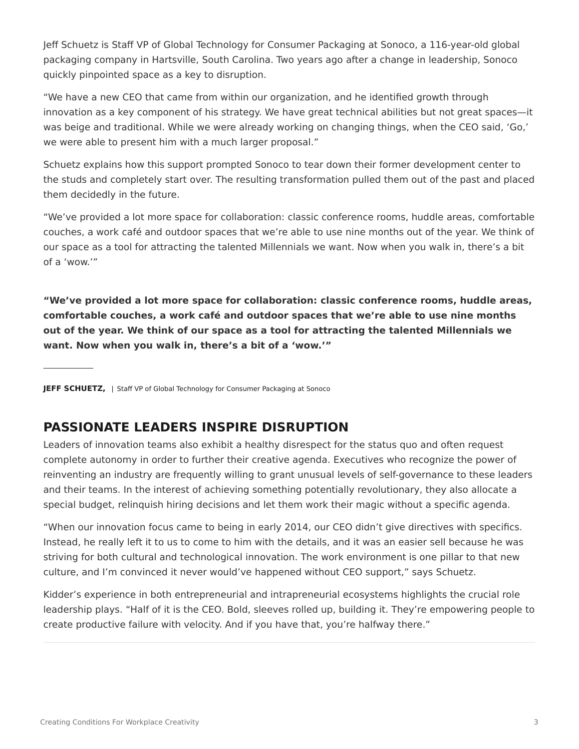Jeff Schuetz is Staff VP of Global Technology for Consumer Packaging at Sonoco, a 116-year-old global packaging company in Hartsville, South Carolina. Two years ago after a change in leadership, Sonoco quickly pinpointed space as a key to disruption.

"We have a new CEO that came from within our organization, and he identified growth through innovation as a key component of his strategy. We have great technical abilities but not great spaces—it was beige and traditional. While we were already working on changing things, when the CEO said, 'Go,' we were able to present him with a much larger proposal."

Schuetz explains how this support prompted Sonoco to tear down their former development center to the studs and completely start over. The resulting transformation pulled them out of the past and placed them decidedly in the future.

"We've provided a lot more space for collaboration: classic conference rooms, huddle areas, comfortable couches, a work café and outdoor spaces that we're able to use nine months out of the year. We think of our space as a tool for attracting the talented Millennials we want. Now when you walk in, there's a bit of a 'wow.'"

**"We've provided a lot more space for collaboration: classic conference rooms, huddle areas, comfortable couches, a work café and outdoor spaces that we're able to use nine months out of the year. We think of our space as a tool for attracting the talented Millennials we want. Now when you walk in, there's a bit of a 'wow.'"**

---

**JEFF SCHUETZ,** | Staff VP of Global Technology for Consumer Packaging at Sonoco

## PASSIONATE LEADERS INSPIRE DISRUPTION

Leaders of innovation teams also exhibit a healthy disrespect for the status quo and often request complete autonomy in order to further their creative agenda. Executives who recognize the power of reinventing an industry are frequently willing to grant unusual levels of self-governance to these leaders and their teams. In the interest of achieving something potentially revolutionary, they also allocate a special budget, relinquish hiring decisions and let them work their magic without a specific agenda.

"When our innovation focus came to being in early 2014, our CEO didn't give directives with specifics. Instead, he really left it to us to come to him with the details, and it was an easier sell because he was striving for both cultural and technological innovation. The work environment is one pillar to that new culture, and I'm convinced it never would've happened without CEO support," says Schuetz.

Kidder's experience in both entrepreneurial and intrapreneurial ecosystems highlights the crucial role leadership plays. "Half of it is the CEO. Bold, sleeves rolled up, building it. They're empowering people to create productive failure with velocity. And if you have that, you're halfway there."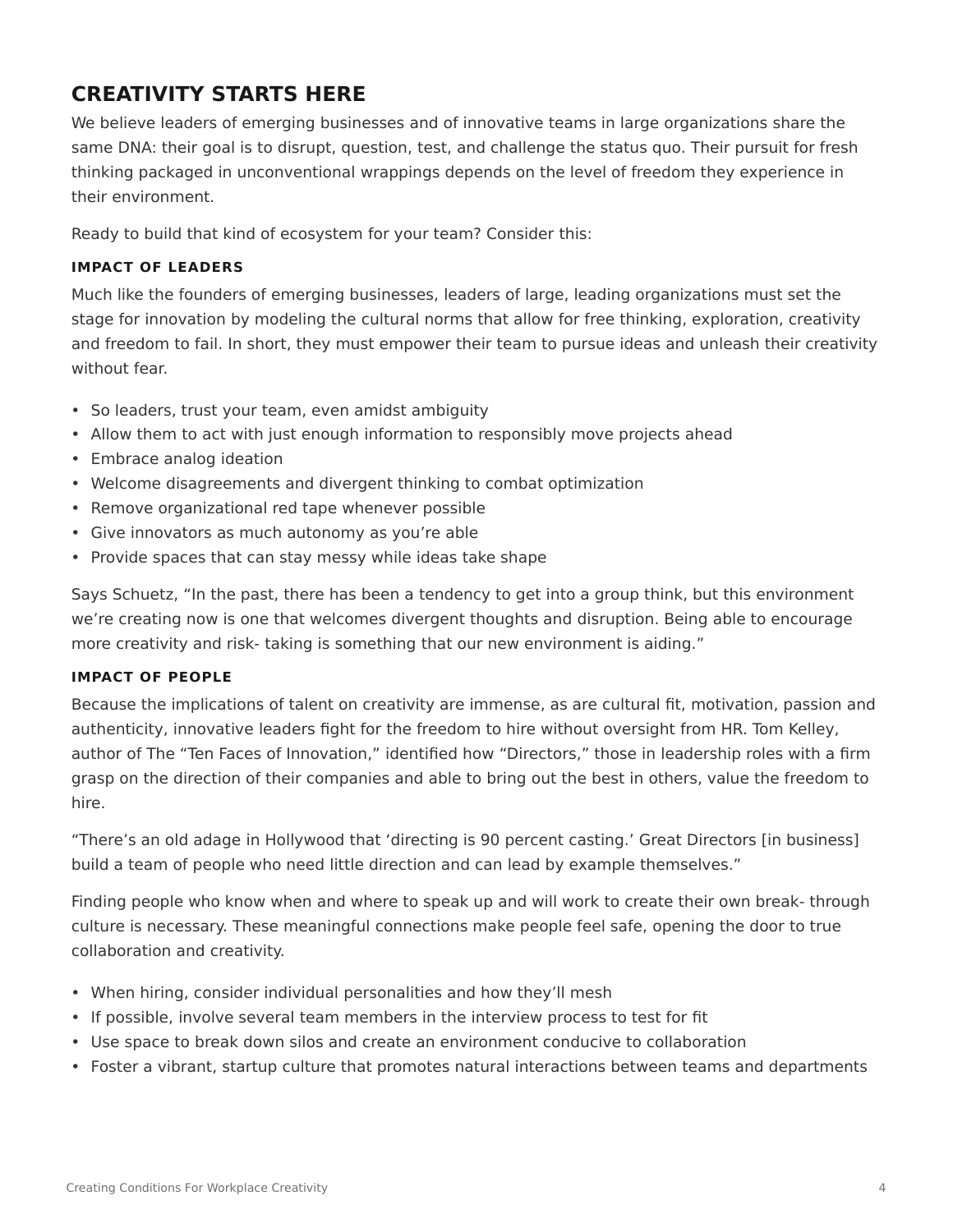## CREATIVITY STARTS HERE

We believe leaders of emerging businesses and of innovative teams in large organizations share the same DNA: their goal is to disrupt, question, test, and challenge the status quo. Their pursuit for fresh thinking packaged in unconventional wrappings depends on the level of freedom they experience in their environment.

Ready to build that kind of ecosystem for your team? Consider this:

#### IMPACT OF LEADERS

Much like the founders of emerging businesses, leaders of large, leading organizations must set the stage for innovation by modeling the cultural norms that allow for free thinking, exploration, creativity and freedom to fail. In short, they must empower their team to pursue ideas and unleash their creativity without fear.

- So leaders, trust your team, even amidst ambiguity
- Allow them to act with just enough information to responsibly move projects ahead
- Embrace analog ideation
- Welcome disagreements and divergent thinking to combat optimization
- Remove organizational red tape whenever possible
- Give innovators as much autonomy as you're able
- Provide spaces that can stay messy while ideas take shape

Says Schuetz, "In the past, there has been a tendency to get into a group think, but this environment we're creating now is one that welcomes divergent thoughts and disruption. Being able to encourage more creativity and risk- taking is something that our new environment is aiding."

#### IMPACT OF PEOPLE

Because the implications of talent on creativity are immense, as are cultural fit, motivation, passion and authenticity, innovative leaders fight for the freedom to hire without oversight from HR. Tom Kelley, author of The "Ten Faces of Innovation," identified how "Directors," those in leadership roles with a firm grasp on the direction of their companies and able to bring out the best in others, value the freedom to hire.

"There's an old adage in Hollywood that 'directing is 90 percent casting.' Great Directors [in business] build a team of people who need little direction and can lead by example themselves."

Finding people who know when and where to speak up and will work to create their own break- through culture is necessary. These meaningful connections make people feel safe, opening the door to true collaboration and creativity.

- When hiring, consider individual personalities and how they'll mesh
- If possible, involve several team members in the interview process to test for fit
- Use space to break down silos and create an environment conducive to collaboration
- Foster a vibrant, startup culture that promotes natural interactions between teams and departments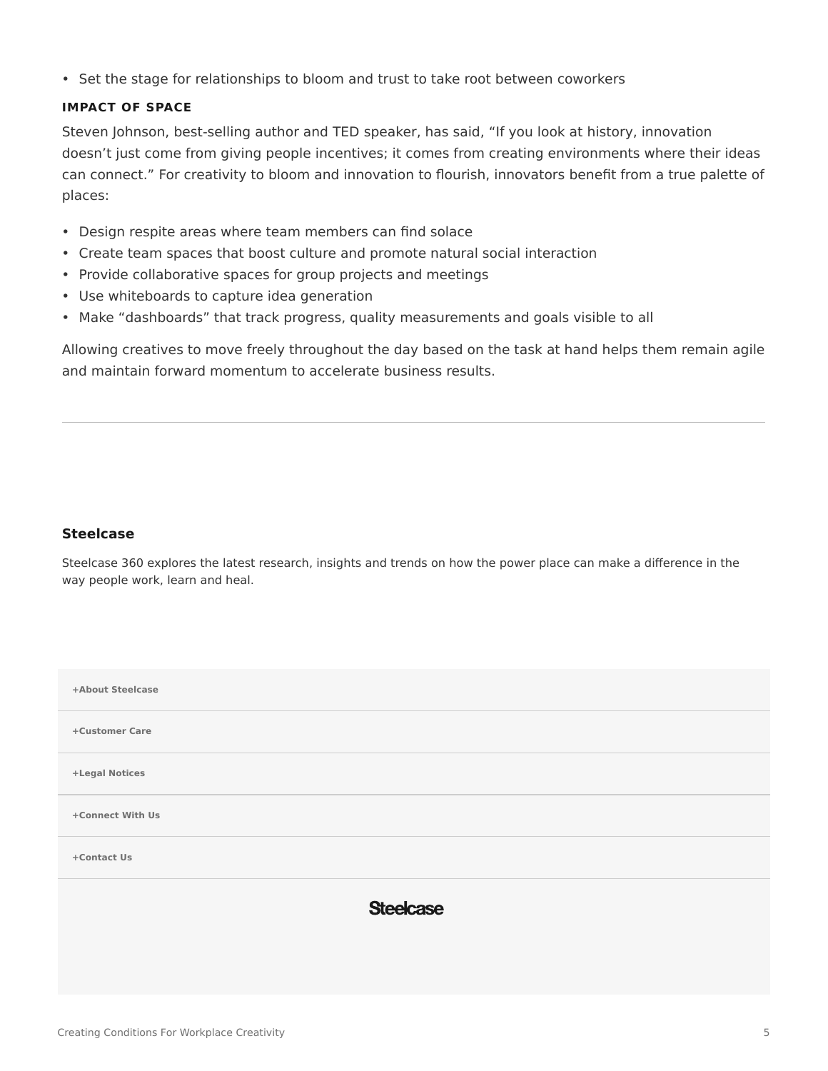- Set the stage for relationships to bloom and trust to take root between coworkers

#### IMPACT OF SPACE

Steven Johnson, best-selling author and TED speaker, has said, “If you look at history, innovation doesn’t just come from giving people incentives; it comes from creating environments where their ideas can connect.” For creativity to bloom and innovation to flourish, innovators benefit from a true palette of places:

- Design respite areas where team members can find solace
- Create team spaces that boost culture and promote natural social interaction
- Provide collaborative spaces for group projects and meetings
- Use whiteboards to capture idea generation
- Make “dashboards” that track progress, quality measurements and goals visible to all

Allowing creatives to move freely throughout the day based on the task at hand helps them remain agile and maintain forward momentum to accelerate business results.

---

**Steelcase**

Steelcase 360 explores the latest research, insights and trends on how the power place can make a difference in the way people work, learn and heal.

**+About Steelcase**

**+Customer Care**

**+Legal Notices**

**+Connect With Us**

**+Contact Us**

Steelcase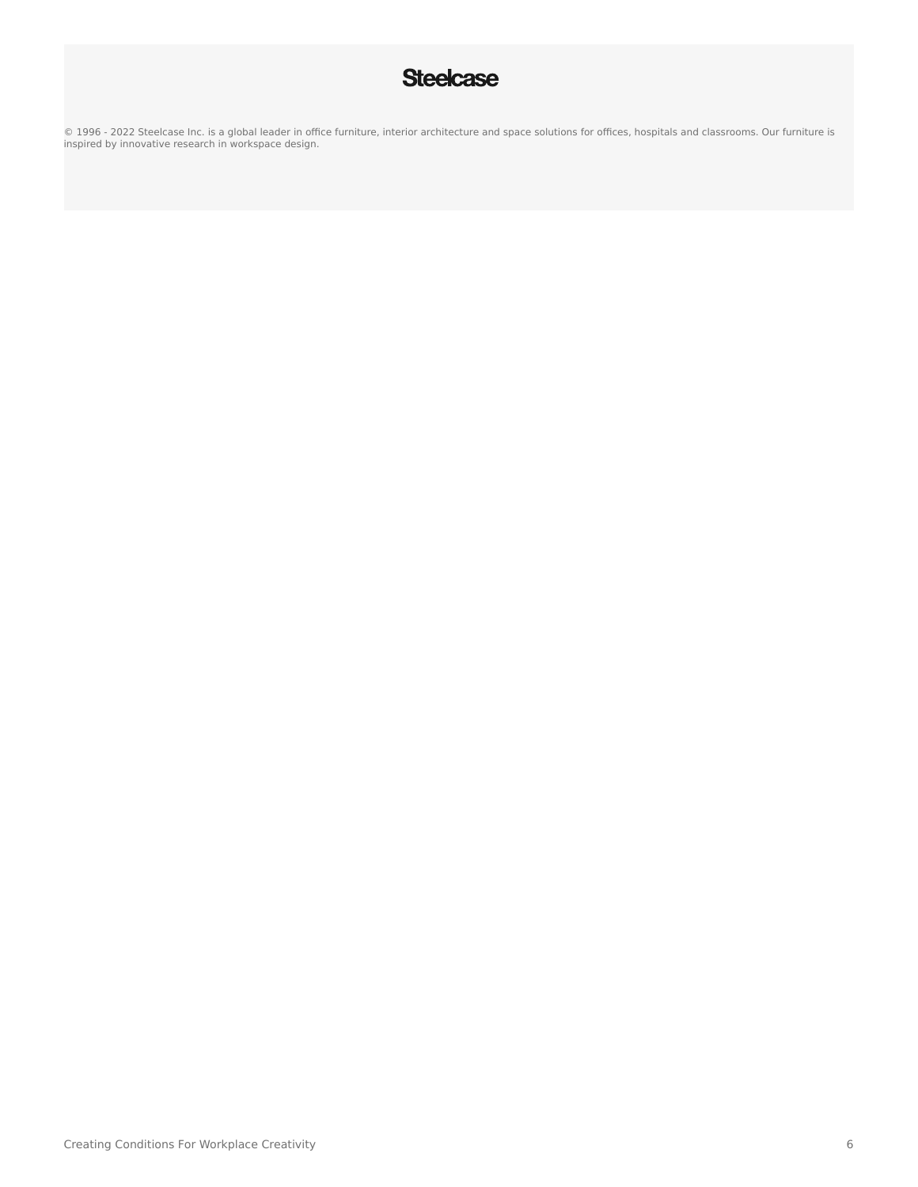Steelcase

© 1996 - 2022 Steelcase Inc. is a global leader in office furniture, interior architecture and space solutions for offices, hospitals and classrooms. Our furniture is inspired by innovative research in workspace design.